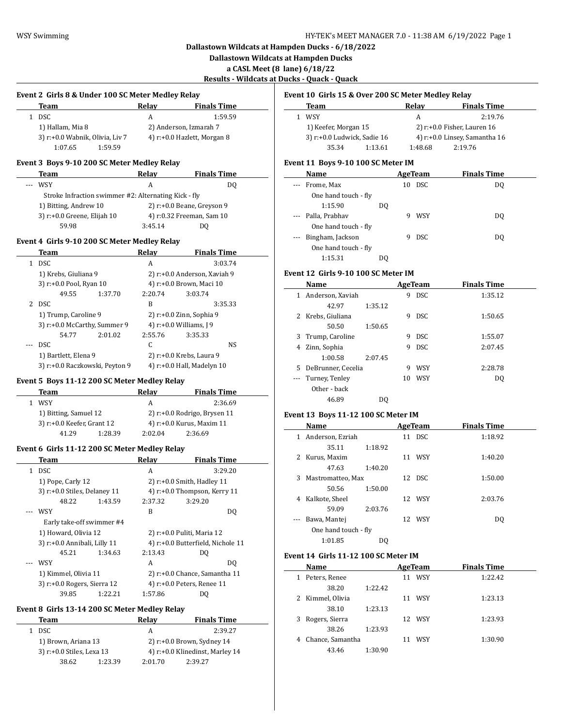## Dallastown Wildcats at Hampden Ducks - 6/18/2022

**Dallastown Wildcats at Hampden Ducks**

**a CASL Meet (8 lane) 6/18/22**

**Results - Wildcats at Ducks - Quack - Quack**

### Event 2 Girls 8 & Under 100 SC Meter Medley Relay

| | Team | Relay | Finals Time |
|---|---|---|---|
| 1 | DSC | A | 1:59.59 |

1) Hallam, Mia 8 — 2) Anderson, Izmarah 7
3) r:+0.0 Wabnik, Olivia, Liv 7 — 4) r:+0.0 Hazlett, Morgan 8
1:07.65 1:59.59

### Event 3 Boys 9-10 200 SC Meter Medley Relay

| | Team | Relay | Finals Time |
|---|---|---|---|
| --- | WSY | A | DQ |

Stroke Infraction swimmer #2: Alternating Kick - fly
1) Bitting, Andrew 10 — 2) r:+0.0 Beane, Greyson 9
3) r:+0.0 Greene, Elijah 10 — 4) r:0.32 Freeman, Sam 10
59.98 3:45.14 DQ

### Event 4 Girls 9-10 200 SC Meter Medley Relay

| | Team | Relay | Finals Time |
|---|---|---|---|
| 1 | DSC | A | 3:03.74 |

1) Krebs, Giuliana 9 — 2) r:+0.0 Anderson, Xaviah 9
3) r:+0.0 Pool, Ryan 10 — 4) r:+0.0 Brown, Maci 10
49.55 1:37.70 2:20.74 3:03.74

| | Team | Relay | Finals Time |
|---|---|---|---|
| 2 | DSC | B | 3:35.33 |

1) Trump, Caroline 9 — 2) r:+0.0 Zinn, Sophia 9
3) r:+0.0 McCarthy, Summer 9 — 4) r:+0.0 Williams, J 9
54.77 2:01.02 2:55.76 3:35.33

| | Team | Relay | Finals Time |
|---|---|---|---|
| --- | DSC | C | NS |

1) Bartlett, Elena 9 — 2) r:+0.0 Krebs, Laura 9
3) r:+0.0 Raczkowski, Peyton 9 — 4) r:+0.0 Hall, Madelyn 10

### Event 5 Boys 11-12 200 SC Meter Medley Relay

| | Team | Relay | Finals Time |
|---|---|---|---|
| 1 | WSY | A | 2:36.69 |

1) Bitting, Samuel 12 — 2) r:+0.0 Rodrigo, Brysen 11
3) r:+0.0 Keefer, Grant 12 — 4) r:+0.0 Kurus, Maxim 11
41.29 1:28.39 2:02.04 2:36.69

### Event 6 Girls 11-12 200 SC Meter Medley Relay

| | Team | Relay | Finals Time |
|---|---|---|---|
| 1 | DSC | A | 3:29.20 |

1) Pope, Carly 12 — 2) r:+0.0 Smith, Hadley 11
3) r:+0.0 Stiles, Delaney 11 — 4) r:+0.0 Thompson, Kerry 11
48.22 1:43.59 2:37.32 3:29.20

| | Team | Relay | Finals Time |
|---|---|---|---|
| --- | WSY | B | DQ |

Early take-off swimmer #4
1) Howard, Olivia 12 — 2) r:+0.0 Puliti, Maria 12
3) r:+0.0 Annibali, Lilly 11 — 4) r:+0.0 Butterfield, Nichole 11
45.21 1:34.63 2:13.43 DQ

| | Team | Relay | Finals Time |
|---|---|---|---|
| --- | WSY | A | DQ |

1) Kimmel, Olivia 11 — 2) r:+0.0 Chance, Samantha 11
3) r:+0.0 Rogers, Sierra 12 — 4) r:+0.0 Peters, Renee 11
39.85 1:22.21 1:57.86 DQ

### Event 8 Girls 13-14 200 SC Meter Medley Relay

| | Team | Relay | Finals Time |
|---|---|---|---|
| 1 | DSC | A | 2:39.27 |

1) Brown, Ariana 13 — 2) r:+0.0 Brown, Sydney 14
3) r:+0.0 Stiles, Lexa 13 — 4) r:+0.0 Klinedinst, Marley 14
38.62 1:23.39 2:01.70 2:39.27

### Event 10 Girls 15 & Over 200 SC Meter Medley Relay

| | Team | Relay | Finals Time |
|---|---|---|---|
| 1 | WSY | A | 2:19.76 |

1) Keefer, Morgan 15 — 2) r:+0.0 Fisher, Lauren 16
3) r:+0.0 Ludwick, Sadie 16 — 4) r:+0.0 Linsey, Samantha 16
35.34 1:13.61 1:48.68 2:19.76

### Event 11 Boys 9-10 100 SC Meter IM

| | Name | Age | Team | Finals Time |
|---|---|---|---|---|
| --- | Frome, Max | 10 | DSC | DQ |

One hand touch - fly
1:15.90 DQ

| | Name | Age | Team | Finals Time |
|---|---|---|---|---|
| --- | Palla, Prabhav | 9 | WSY | DQ |

One hand touch - fly

| | Name | Age | Team | Finals Time |
|---|---|---|---|---|
| --- | Bingham, Jackson | 9 | DSC | DQ |

One hand touch - fly
1:15.31 DQ

### Event 12 Girls 9-10 100 SC Meter IM

| | Name | Age | Team | Finals Time |
|---|---|---|---|---|
| 1 | Anderson, Xaviah | 9 | DSC | 1:35.12 |
| | 42.97 1:35.12 | | | |
| 2 | Krebs, Giuliana | 9 | DSC | 1:50.65 |
| | 50.50 1:50.65 | | | |
| 3 | Trump, Caroline | 9 | DSC | 1:55.07 |
| 4 | Zinn, Sophia | 9 | DSC | 2:07.45 |
| | 1:00.58 2:07.45 | | | |
| 5 | DeBrunner, Cecelia | 9 | WSY | 2:28.78 |
| --- | Turney, Tenley | 10 | WSY | DQ |

Other - back
46.89 DQ

### Event 13 Boys 11-12 100 SC Meter IM

| | Name | Age | Team | Finals Time |
|---|---|---|---|---|
| 1 | Anderson, Ezriah | 11 | DSC | 1:18.92 |
| | 35.11 1:18.92 | | | |
| 2 | Kurus, Maxim | 11 | WSY | 1:40.20 |
| | 47.63 1:40.20 | | | |
| 3 | Mastromatteo, Max | 12 | DSC | 1:50.00 |
| | 50.56 1:50.00 | | | |
| 4 | Kalkote, Sheel | 12 | WSY | 2:03.76 |
| | 59.09 2:03.76 | | | |
| --- | Bawa, Mantej | 12 | WSY | DQ |

One hand touch - fly
1:01.85 DQ

### Event 14 Girls 11-12 100 SC Meter IM

| | Name | Age | Team | Finals Time |
|---|---|---|---|---|
| 1 | Peters, Renee | 11 | WSY | 1:22.42 |
| | 38.20 1:22.42 | | | |
| 2 | Kimmel, Olivia | 11 | WSY | 1:23.13 |
| | 38.10 1:23.13 | | | |
| 3 | Rogers, Sierra | 12 | WSY | 1:23.93 |
| | 38.26 1:23.93 | | | |
| 4 | Chance, Samantha | 11 | WSY | 1:30.90 |
| | 43.46 1:30.90 | | | |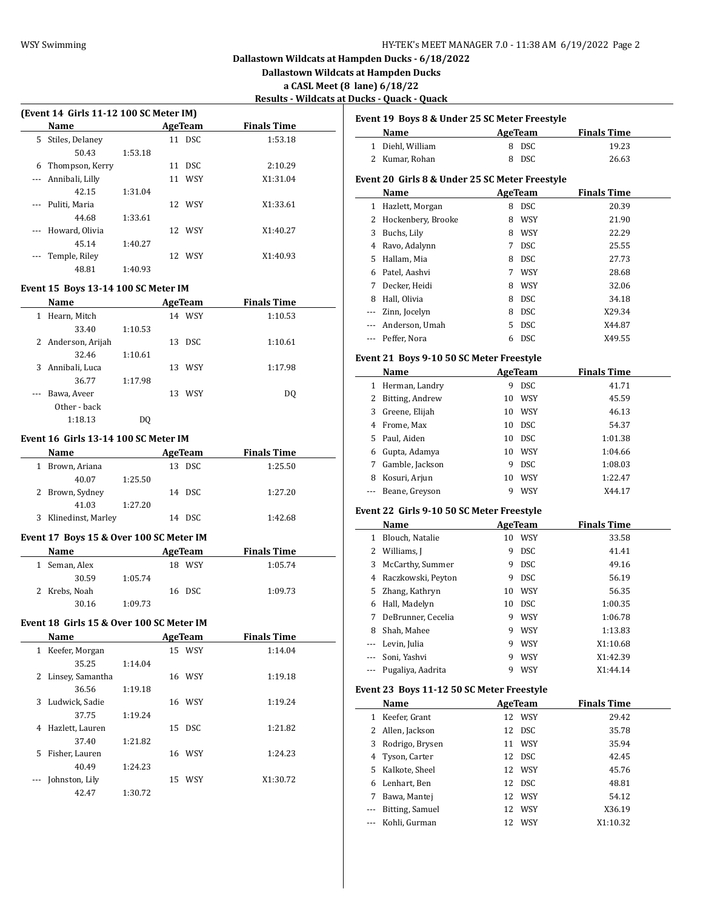# Dallastown Wildcats at Hampden Ducks - 6/18/2022

## Dallastown Wildcats at Hampden Ducks

### a CASL Meet (8 lane) 6/18/22

### Results - Wildcats at Ducks - Quack - Quack

**(Event 14 Girls 11-12 100 SC Meter IM)**

| | Name | | Age | Team | Finals Time |
|---|---|---|---|---|---|
| 5 | Stiles, Delaney | | 11 | DSC | 1:53.18 |
| | 50.43 | 1:53.18 | | | |
| 6 | Thompson, Kerry | | 11 | DSC | 2:10.29 |
| --- | Annibali, Lilly | | 11 | WSY | X1:31.04 |
| | 42.15 | 1:31.04 | | | |
| --- | Puliti, Maria | | 12 | WSY | X1:33.61 |
| | 44.68 | 1:33.61 | | | |
| --- | Howard, Olivia | | 12 | WSY | X1:40.27 |
| | 45.14 | 1:40.27 | | | |
| --- | Temple, Riley | | 12 | WSY | X1:40.93 |
| | 48.81 | 1:40.93 | | | |

**Event 15 Boys 13-14 100 SC Meter IM**

| | Name | | Age | Team | Finals Time |
|---|---|---|---|---|---|
| 1 | Hearn, Mitch | | 14 | WSY | 1:10.53 |
| | 33.40 | 1:10.53 | | | |
| 2 | Anderson, Arijah | | 13 | DSC | 1:10.61 |
| | 32.46 | 1:10.61 | | | |
| 3 | Annibali, Luca | | 13 | WSY | 1:17.98 |
| | 36.77 | 1:17.98 | | | |
| --- | Bawa, Aveer | | 13 | WSY | DQ |
| | Other - back | | | | |
| | 1:18.13 | DQ | | | |

**Event 16 Girls 13-14 100 SC Meter IM**

| | Name | | Age | Team | Finals Time |
|---|---|---|---|---|---|
| 1 | Brown, Ariana | | 13 | DSC | 1:25.50 |
| | 40.07 | 1:25.50 | | | |
| 2 | Brown, Sydney | | 14 | DSC | 1:27.20 |
| | 41.03 | 1:27.20 | | | |
| 3 | Klinedinst, Marley | | 14 | DSC | 1:42.68 |

**Event 17 Boys 15 & Over 100 SC Meter IM**

| | Name | | Age | Team | Finals Time |
|---|---|---|---|---|---|
| 1 | Seman, Alex | | 18 | WSY | 1:05.74 |
| | 30.59 | 1:05.74 | | | |
| 2 | Krebs, Noah | | 16 | DSC | 1:09.73 |
| | 30.16 | 1:09.73 | | | |

**Event 18 Girls 15 & Over 100 SC Meter IM**

| | Name | | Age | Team | Finals Time |
|---|---|---|---|---|---|
| 1 | Keefer, Morgan | | 15 | WSY | 1:14.04 |
| | 35.25 | 1:14.04 | | | |
| 2 | Linsey, Samantha | | 16 | WSY | 1:19.18 |
| | 36.56 | 1:19.18 | | | |
| 3 | Ludwick, Sadie | | 16 | WSY | 1:19.24 |
| | 37.75 | 1:19.24 | | | |
| 4 | Hazlett, Lauren | | 15 | DSC | 1:21.82 |
| | 37.40 | 1:21.82 | | | |
| 5 | Fisher, Lauren | | 16 | WSY | 1:24.23 |
| | 40.49 | 1:24.23 | | | |
| --- | Johnston, Lily | | 15 | WSY | X1:30.72 |
| | 42.47 | 1:30.72 | | | |

**Event 19 Boys 8 & Under 25 SC Meter Freestyle**

| | Name | Age | Team | Finals Time |
|---|---|---|---|---|
| 1 | Diehl, William | 8 | DSC | 19.23 |
| 2 | Kumar, Rohan | 8 | DSC | 26.63 |

**Event 20 Girls 8 & Under 25 SC Meter Freestyle**

| | Name | Age | Team | Finals Time |
|---|---|---|---|---|
| 1 | Hazlett, Morgan | 8 | DSC | 20.39 |
| 2 | Hockenbery, Brooke | 8 | WSY | 21.90 |
| 3 | Buchs, Lily | 8 | WSY | 22.29 |
| 4 | Ravo, Adalynn | 7 | DSC | 25.55 |
| 5 | Hallam, Mia | 8 | DSC | 27.73 |
| 6 | Patel, Aashvi | 7 | WSY | 28.68 |
| 7 | Decker, Heidi | 8 | WSY | 32.06 |
| 8 | Hall, Olivia | 8 | DSC | 34.18 |
| --- | Zinn, Jocelyn | 8 | DSC | X29.34 |
| --- | Anderson, Umah | 5 | DSC | X44.87 |
| --- | Peffer, Nora | 6 | DSC | X49.55 |

**Event 21 Boys 9-10 50 SC Meter Freestyle**

| | Name | Age | Team | Finals Time |
|---|---|---|---|---|
| 1 | Herman, Landry | 9 | DSC | 41.71 |
| 2 | Bitting, Andrew | 10 | WSY | 45.59 |
| 3 | Greene, Elijah | 10 | WSY | 46.13 |
| 4 | Frome, Max | 10 | DSC | 54.37 |
| 5 | Paul, Aiden | 10 | DSC | 1:01.38 |
| 6 | Gupta, Adamya | 10 | WSY | 1:04.66 |
| 7 | Gamble, Jackson | 9 | DSC | 1:08.03 |
| 8 | Kosuri, Arjun | 10 | WSY | 1:22.47 |
| --- | Beane, Greyson | 9 | WSY | X44.17 |

**Event 22 Girls 9-10 50 SC Meter Freestyle**

| | Name | Age | Team | Finals Time |
|---|---|---|---|---|
| 1 | Blouch, Natalie | 10 | WSY | 33.58 |
| 2 | Williams, J | 9 | DSC | 41.41 |
| 3 | McCarthy, Summer | 9 | DSC | 49.16 |
| 4 | Raczkowski, Peyton | 9 | DSC | 56.19 |
| 5 | Zhang, Kathryn | 10 | WSY | 56.35 |
| 6 | Hall, Madelyn | 10 | DSC | 1:00.35 |
| 7 | DeBrunner, Cecelia | 9 | WSY | 1:06.78 |
| 8 | Shah, Mahee | 9 | WSY | 1:13.83 |
| --- | Levin, Julia | 9 | WSY | X1:10.68 |
| --- | Soni, Yashvi | 9 | WSY | X1:42.39 |
| --- | Pugaliya, Aadrita | 9 | WSY | X1:44.14 |

**Event 23 Boys 11-12 50 SC Meter Freestyle**

| | Name | Age | Team | Finals Time |
|---|---|---|---|---|
| 1 | Keefer, Grant | 12 | WSY | 29.42 |
| 2 | Allen, Jackson | 12 | DSC | 35.78 |
| 3 | Rodrigo, Brysen | 11 | WSY | 35.94 |
| 4 | Tyson, Carter | 12 | DSC | 42.45 |
| 5 | Kalkote, Sheel | 12 | WSY | 45.76 |
| 6 | Lenhart, Ben | 12 | DSC | 48.81 |
| 7 | Bawa, Mantej | 12 | WSY | 54.12 |
| --- | Bitting, Samuel | 12 | WSY | X36.19 |
| --- | Kohli, Gurman | 12 | WSY | X1:10.32 |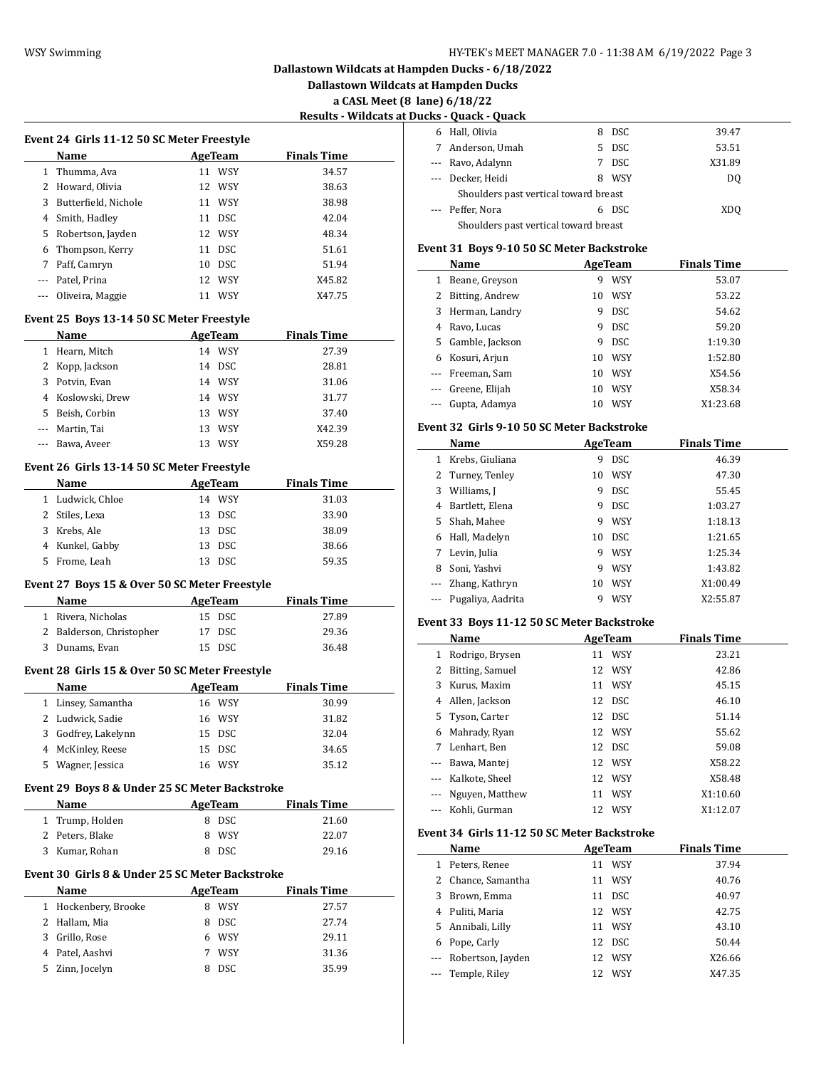## Dallastown Wildcats at Hampden Ducks - 6/18/2022

### Dallastown Wildcats at Hampden Ducks

### a CASL Meet (8 lane) 6/18/22

### Results - Wildcats at Ducks - Quack - Quack

#### Event 24 Girls 11-12 50 SC Meter Freestyle

| | Name | Age | Team | Finals Time |
|---|---|---|---|---|
| 1 | Thumma, Ava | 11 | WSY | 34.57 |
| 2 | Howard, Olivia | 12 | WSY | 38.63 |
| 3 | Butterfield, Nichole | 11 | WSY | 38.98 |
| 4 | Smith, Hadley | 11 | DSC | 42.04 |
| 5 | Robertson, Jayden | 12 | WSY | 48.34 |
| 6 | Thompson, Kerry | 11 | DSC | 51.61 |
| 7 | Paff, Camryn | 10 | DSC | 51.94 |
| --- | Patel, Prina | 12 | WSY | X45.82 |
| --- | Oliveira, Maggie | 11 | WSY | X47.75 |

#### Event 25 Boys 13-14 50 SC Meter Freestyle

| | Name | Age | Team | Finals Time |
|---|---|---|---|---|
| 1 | Hearn, Mitch | 14 | WSY | 27.39 |
| 2 | Kopp, Jackson | 14 | DSC | 28.81 |
| 3 | Potvin, Evan | 14 | WSY | 31.06 |
| 4 | Koslowski, Drew | 14 | WSY | 31.77 |
| 5 | Beish, Corbin | 13 | WSY | 37.40 |
| --- | Martin, Tai | 13 | WSY | X42.39 |
| --- | Bawa, Aveer | 13 | WSY | X59.28 |

#### Event 26 Girls 13-14 50 SC Meter Freestyle

| | Name | Age | Team | Finals Time |
|---|---|---|---|---|
| 1 | Ludwick, Chloe | 14 | WSY | 31.03 |
| 2 | Stiles, Lexa | 13 | DSC | 33.90 |
| 3 | Krebs, Ale | 13 | DSC | 38.09 |
| 4 | Kunkel, Gabby | 13 | DSC | 38.66 |
| 5 | Frome, Leah | 13 | DSC | 59.35 |

#### Event 27 Boys 15 & Over 50 SC Meter Freestyle

| | Name | Age | Team | Finals Time |
|---|---|---|---|---|
| 1 | Rivera, Nicholas | 15 | DSC | 27.89 |
| 2 | Balderson, Christopher | 17 | DSC | 29.36 |
| 3 | Dunams, Evan | 15 | DSC | 36.48 |

#### Event 28 Girls 15 & Over 50 SC Meter Freestyle

| | Name | Age | Team | Finals Time |
|---|---|---|---|---|
| 1 | Linsey, Samantha | 16 | WSY | 30.99 |
| 2 | Ludwick, Sadie | 16 | WSY | 31.82 |
| 3 | Godfrey, Lakelynn | 15 | DSC | 32.04 |
| 4 | McKinley, Reese | 15 | DSC | 34.65 |
| 5 | Wagner, Jessica | 16 | WSY | 35.12 |

#### Event 29 Boys 8 & Under 25 SC Meter Backstroke

| | Name | Age | Team | Finals Time |
|---|---|---|---|---|
| 1 | Trump, Holden | 8 | DSC | 21.60 |
| 2 | Peters, Blake | 8 | WSY | 22.07 |
| 3 | Kumar, Rohan | 8 | DSC | 29.16 |

#### Event 30 Girls 8 & Under 25 SC Meter Backstroke

| | Name | Age | Team | Finals Time |
|---|---|---|---|---|
| 1 | Hockenbery, Brooke | 8 | WSY | 27.57 |
| 2 | Hallam, Mia | 8 | DSC | 27.74 |
| 3 | Grillo, Rose | 6 | WSY | 29.11 |
| 4 | Patel, Aashvi | 7 | WSY | 31.36 |
| 5 | Zinn, Jocelyn | 8 | DSC | 35.99 |
| 6 | Hall, Olivia | 8 | DSC | 39.47 |
| 7 | Anderson, Umah | 5 | DSC | 53.51 |
| --- | Ravo, Adalynn | 7 | DSC | X31.89 |
| --- | Decker, Heidi | 8 | WSY | DQ |
| | Shoulders past vertical toward breast | | | |
| --- | Peffer, Nora | 6 | DSC | XDQ |
| | Shoulders past vertical toward breast | | | |

#### Event 31 Boys 9-10 50 SC Meter Backstroke

| | Name | Age | Team | Finals Time |
|---|---|---|---|---|
| 1 | Beane, Greyson | 9 | WSY | 53.07 |
| 2 | Bitting, Andrew | 10 | WSY | 53.22 |
| 3 | Herman, Landry | 9 | DSC | 54.62 |
| 4 | Ravo, Lucas | 9 | DSC | 59.20 |
| 5 | Gamble, Jackson | 9 | DSC | 1:19.30 |
| 6 | Kosuri, Arjun | 10 | WSY | 1:52.80 |
| --- | Freeman, Sam | 10 | WSY | X54.56 |
| --- | Greene, Elijah | 10 | WSY | X58.34 |
| --- | Gupta, Adamya | 10 | WSY | X1:23.68 |

#### Event 32 Girls 9-10 50 SC Meter Backstroke

| | Name | Age | Team | Finals Time |
|---|---|---|---|---|
| 1 | Krebs, Giuliana | 9 | DSC | 46.39 |
| 2 | Turney, Tenley | 10 | WSY | 47.30 |
| 3 | Williams, J | 9 | DSC | 55.45 |
| 4 | Bartlett, Elena | 9 | DSC | 1:03.27 |
| 5 | Shah, Mahee | 9 | WSY | 1:18.13 |
| 6 | Hall, Madelyn | 10 | DSC | 1:21.65 |
| 7 | Levin, Julia | 9 | WSY | 1:25.34 |
| 8 | Soni, Yashvi | 9 | WSY | 1:43.82 |
| --- | Zhang, Kathryn | 10 | WSY | X1:00.49 |
| --- | Pugaliya, Aadrita | 9 | WSY | X2:55.87 |

#### Event 33 Boys 11-12 50 SC Meter Backstroke

| | Name | Age | Team | Finals Time |
|---|---|---|---|---|
| 1 | Rodrigo, Brysen | 11 | WSY | 23.21 |
| 2 | Bitting, Samuel | 12 | WSY | 42.86 |
| 3 | Kurus, Maxim | 11 | WSY | 45.15 |
| 4 | Allen, Jackson | 12 | DSC | 46.10 |
| 5 | Tyson, Carter | 12 | DSC | 51.14 |
| 6 | Mahrady, Ryan | 12 | WSY | 55.62 |
| 7 | Lenhart, Ben | 12 | DSC | 59.08 |
| --- | Bawa, Mantej | 12 | WSY | X58.22 |
| --- | Kalkote, Sheel | 12 | WSY | X58.48 |
| --- | Nguyen, Matthew | 11 | WSY | X1:10.60 |
| --- | Kohli, Gurman | 12 | WSY | X1:12.07 |

#### Event 34 Girls 11-12 50 SC Meter Backstroke

| | Name | Age | Team | Finals Time |
|---|---|---|---|---|
| 1 | Peters, Renee | 11 | WSY | 37.94 |
| 2 | Chance, Samantha | 11 | WSY | 40.76 |
| 3 | Brown, Emma | 11 | DSC | 40.97 |
| 4 | Puliti, Maria | 12 | WSY | 42.75 |
| 5 | Annibali, Lilly | 11 | WSY | 43.10 |
| 6 | Pope, Carly | 12 | DSC | 50.44 |
| --- | Robertson, Jayden | 12 | WSY | X26.66 |
| --- | Temple, Riley | 12 | WSY | X47.35 |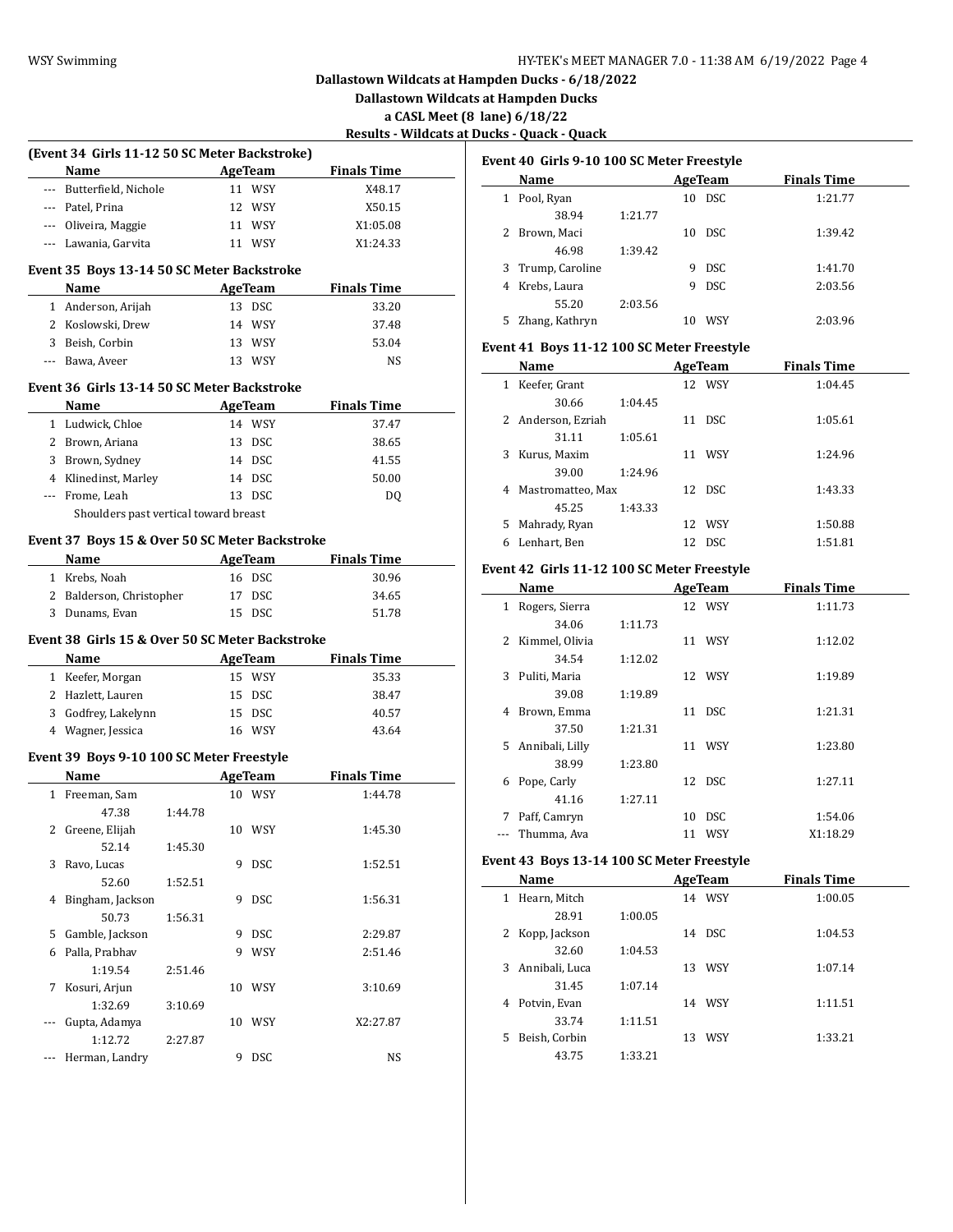# Dallastown Wildcats at Hampden Ducks - 6/18/2022

## Dallastown Wildcats at Hampden Ducks

### a CASL Meet (8 lane) 6/18/22

### Results - Wildcats at Ducks - Quack - Quack

**(Event 34 Girls 11-12 50 SC Meter Backstroke)**

| | Name | Age | Team | Finals Time |
|---|---|---|---|---|
| --- | Butterfield, Nichole | 11 | WSY | X48.17 |
| --- | Patel, Prina | 12 | WSY | X50.15 |
| --- | Oliveira, Maggie | 11 | WSY | X1:05.08 |
| --- | Lawania, Garvita | 11 | WSY | X1:24.33 |

**Event 35 Boys 13-14 50 SC Meter Backstroke**

| | Name | Age | Team | Finals Time |
|---|---|---|---|---|
| 1 | Anderson, Arijah | 13 | DSC | 33.20 |
| 2 | Koslowski, Drew | 14 | WSY | 37.48 |
| 3 | Beish, Corbin | 13 | WSY | 53.04 |
| --- | Bawa, Aveer | 13 | WSY | NS |

**Event 36 Girls 13-14 50 SC Meter Backstroke**

| | Name | Age | Team | Finals Time |
|---|---|---|---|---|
| 1 | Ludwick, Chloe | 14 | WSY | 37.47 |
| 2 | Brown, Ariana | 13 | DSC | 38.65 |
| 3 | Brown, Sydney | 14 | DSC | 41.55 |
| 4 | Klinedinst, Marley | 14 | DSC | 50.00 |
| --- | Frome, Leah | 13 | DSC | DQ |
| | Shoulders past vertical toward breast | | | |

**Event 37 Boys 15 & Over 50 SC Meter Backstroke**

| | Name | Age | Team | Finals Time |
|---|---|---|---|---|
| 1 | Krebs, Noah | 16 | DSC | 30.96 |
| 2 | Balderson, Christopher | 17 | DSC | 34.65 |
| 3 | Dunams, Evan | 15 | DSC | 51.78 |

**Event 38 Girls 15 & Over 50 SC Meter Backstroke**

| | Name | Age | Team | Finals Time |
|---|---|---|---|---|
| 1 | Keefer, Morgan | 15 | WSY | 35.33 |
| 2 | Hazlett, Lauren | 15 | DSC | 38.47 |
| 3 | Godfrey, Lakelynn | 15 | DSC | 40.57 |
| 4 | Wagner, Jessica | 16 | WSY | 43.64 |

**Event 39 Boys 9-10 100 SC Meter Freestyle**

| | Name | Age | Team | Finals Time |
|---|---|---|---|---|
| 1 | Freeman, Sam | 10 | WSY | 1:44.78 |
| | 47.38 1:44.78 | | | |
| 2 | Greene, Elijah | 10 | WSY | 1:45.30 |
| | 52.14 1:45.30 | | | |
| 3 | Ravo, Lucas | 9 | DSC | 1:52.51 |
| | 52.60 1:52.51 | | | |
| 4 | Bingham, Jackson | 9 | DSC | 1:56.31 |
| | 50.73 1:56.31 | | | |
| 5 | Gamble, Jackson | 9 | DSC | 2:29.87 |
| 6 | Palla, Prabhav | 9 | WSY | 2:51.46 |
| | 1:19.54 2:51.46 | | | |
| 7 | Kosuri, Arjun | 10 | WSY | 3:10.69 |
| | 1:32.69 3:10.69 | | | |
| --- | Gupta, Adamya | 10 | WSY | X2:27.87 |
| | 1:12.72 2:27.87 | | | |
| --- | Herman, Landry | 9 | DSC | NS |

**Event 40 Girls 9-10 100 SC Meter Freestyle**

| | Name | Age | Team | Finals Time |
|---|---|---|---|---|
| 1 | Pool, Ryan | 10 | DSC | 1:21.77 |
| | 38.94 1:21.77 | | | |
| 2 | Brown, Maci | 10 | DSC | 1:39.42 |
| | 46.98 1:39.42 | | | |
| 3 | Trump, Caroline | 9 | DSC | 1:41.70 |
| 4 | Krebs, Laura | 9 | DSC | 2:03.56 |
| | 55.20 2:03.56 | | | |
| 5 | Zhang, Kathryn | 10 | WSY | 2:03.96 |

**Event 41 Boys 11-12 100 SC Meter Freestyle**

| | Name | Age | Team | Finals Time |
|---|---|---|---|---|
| 1 | Keefer, Grant | 12 | WSY | 1:04.45 |
| | 30.66 1:04.45 | | | |
| 2 | Anderson, Ezriah | 11 | DSC | 1:05.61 |
| | 31.11 1:05.61 | | | |
| 3 | Kurus, Maxim | 11 | WSY | 1:24.96 |
| | 39.00 1:24.96 | | | |
| 4 | Mastromatteo, Max | 12 | DSC | 1:43.33 |
| | 45.25 1:43.33 | | | |
| 5 | Mahrady, Ryan | 12 | WSY | 1:50.88 |
| 6 | Lenhart, Ben | 12 | DSC | 1:51.81 |

**Event 42 Girls 11-12 100 SC Meter Freestyle**

| | Name | Age | Team | Finals Time |
|---|---|---|---|---|
| 1 | Rogers, Sierra | 12 | WSY | 1:11.73 |
| | 34.06 1:11.73 | | | |
| 2 | Kimmel, Olivia | 11 | WSY | 1:12.02 |
| | 34.54 1:12.02 | | | |
| 3 | Puliti, Maria | 12 | WSY | 1:19.89 |
| | 39.08 1:19.89 | | | |
| 4 | Brown, Emma | 11 | DSC | 1:21.31 |
| | 37.50 1:21.31 | | | |
| 5 | Annibali, Lilly | 11 | WSY | 1:23.80 |
| | 38.99 1:23.80 | | | |
| 6 | Pope, Carly | 12 | DSC | 1:27.11 |
| | 41.16 1:27.11 | | | |
| 7 | Paff, Camryn | 10 | DSC | 1:54.06 |
| --- | Thumma, Ava | 11 | WSY | X1:18.29 |

**Event 43 Boys 13-14 100 SC Meter Freestyle**

| | Name | Age | Team | Finals Time |
|---|---|---|---|---|
| 1 | Hearn, Mitch | 14 | WSY | 1:00.05 |
| | 28.91 1:00.05 | | | |
| 2 | Kopp, Jackson | 14 | DSC | 1:04.53 |
| | 32.60 1:04.53 | | | |
| 3 | Annibali, Luca | 13 | WSY | 1:07.14 |
| | 31.45 1:07.14 | | | |
| 4 | Potvin, Evan | 14 | WSY | 1:11.51 |
| | 33.74 1:11.51 | | | |
| 5 | Beish, Corbin | 13 | WSY | 1:33.21 |
| | 43.75 1:33.21 | | | |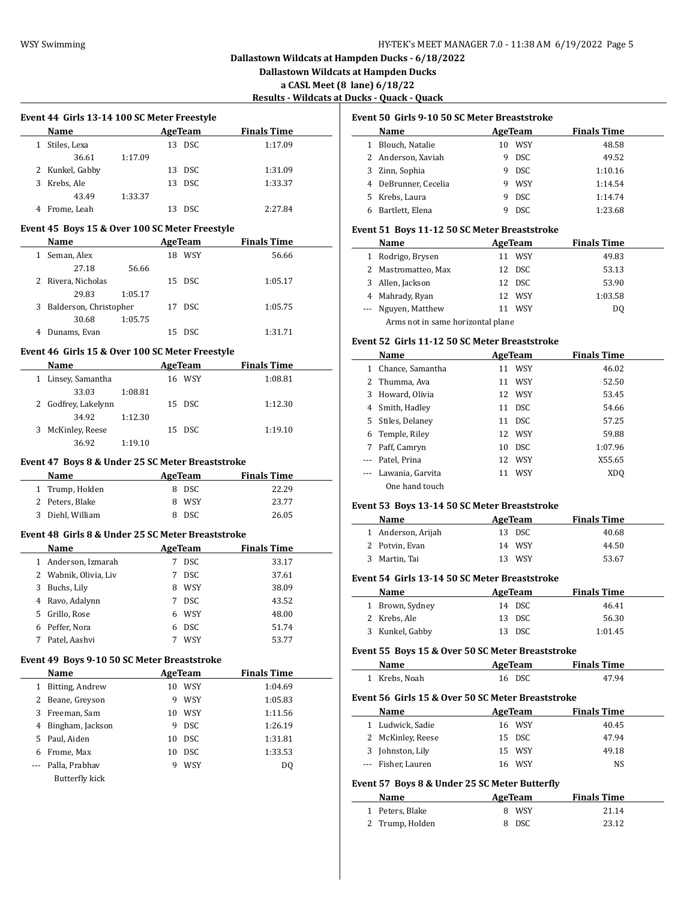## Dallastown Wildcats at Hampden Ducks - 6/18/2022

**Dallastown Wildcats at Hampden Ducks**

**a CASL Meet (8 lane) 6/18/22**

**Results - Wildcats at Ducks - Quack - Quack**

### Event 44 Girls 13-14 100 SC Meter Freestyle

| | Name | Age | Team | Finals Time |
|---|---|---|---|---|
| 1 | Stiles, Lexa | 13 | DSC | 1:17.09 |
| | 36.61 1:17.09 | | | |
| 2 | Kunkel, Gabby | 13 | DSC | 1:31.09 |
| 3 | Krebs, Ale | 13 | DSC | 1:33.37 |
| | 43.49 1:33.37 | | | |
| 4 | Frome, Leah | 13 | DSC | 2:27.84 |

### Event 45 Boys 15 & Over 100 SC Meter Freestyle

| | Name | Age | Team | Finals Time |
|---|---|---|---|---|
| 1 | Seman, Alex | 18 | WSY | 56.66 |
| | 27.18 56.66 | | | |
| 2 | Rivera, Nicholas | 15 | DSC | 1:05.17 |
| | 29.83 1:05.17 | | | |
| 3 | Balderson, Christopher | 17 | DSC | 1:05.75 |
| | 30.68 1:05.75 | | | |
| 4 | Dunams, Evan | 15 | DSC | 1:31.71 |

### Event 46 Girls 15 & Over 100 SC Meter Freestyle

| | Name | Age | Team | Finals Time |
|---|---|---|---|---|
| 1 | Linsey, Samantha | 16 | WSY | 1:08.81 |
| | 33.03 1:08.81 | | | |
| 2 | Godfrey, Lakelynn | 15 | DSC | 1:12.30 |
| | 34.92 1:12.30 | | | |
| 3 | McKinley, Reese | 15 | DSC | 1:19.10 |
| | 36.92 1:19.10 | | | |

### Event 47 Boys 8 & Under 25 SC Meter Breaststroke

| | Name | Age | Team | Finals Time |
|---|---|---|---|---|
| 1 | Trump, Holden | 8 | DSC | 22.29 |
| 2 | Peters, Blake | 8 | WSY | 23.77 |
| 3 | Diehl, William | 8 | DSC | 26.05 |

### Event 48 Girls 8 & Under 25 SC Meter Breaststroke

| | Name | Age | Team | Finals Time |
|---|---|---|---|---|
| 1 | Anderson, Izmarah | 7 | DSC | 33.17 |
| 2 | Wabnik, Olivia, Liv | 7 | DSC | 37.61 |
| 3 | Buchs, Lily | 8 | WSY | 38.09 |
| 4 | Ravo, Adalynn | 7 | DSC | 43.52 |
| 5 | Grillo, Rose | 6 | WSY | 48.00 |
| 6 | Peffer, Nora | 6 | DSC | 51.74 |
| 7 | Patel, Aashvi | 7 | WSY | 53.77 |

### Event 49 Boys 9-10 50 SC Meter Breaststroke

| | Name | Age | Team | Finals Time |
|---|---|---|---|---|
| 1 | Bitting, Andrew | 10 | WSY | 1:04.69 |
| 2 | Beane, Greyson | 9 | WSY | 1:05.83 |
| 3 | Freeman, Sam | 10 | WSY | 1:11.56 |
| 4 | Bingham, Jackson | 9 | DSC | 1:26.19 |
| 5 | Paul, Aiden | 10 | DSC | 1:31.81 |
| 6 | Frome, Max | 10 | DSC | 1:33.53 |
| --- | Palla, Prabhav | 9 | WSY | DQ |
| | Butterfly kick | | | |

### Event 50 Girls 9-10 50 SC Meter Breaststroke

| | Name | Age | Team | Finals Time |
|---|---|---|---|---|
| 1 | Blouch, Natalie | 10 | WSY | 48.58 |
| 2 | Anderson, Xaviah | 9 | DSC | 49.52 |
| 3 | Zinn, Sophia | 9 | DSC | 1:10.16 |
| 4 | DeBrunner, Cecelia | 9 | WSY | 1:14.54 |
| 5 | Krebs, Laura | 9 | DSC | 1:14.74 |
| 6 | Bartlett, Elena | 9 | DSC | 1:23.68 |

### Event 51 Boys 11-12 50 SC Meter Breaststroke

| | Name | Age | Team | Finals Time |
|---|---|---|---|---|
| 1 | Rodrigo, Brysen | 11 | WSY | 49.83 |
| 2 | Mastromatteo, Max | 12 | DSC | 53.13 |
| 3 | Allen, Jackson | 12 | DSC | 53.90 |
| 4 | Mahrady, Ryan | 12 | WSY | 1:03.58 |
| --- | Nguyen, Matthew | 11 | WSY | DQ |
| | Arms not in same horizontal plane | | | |

### Event 52 Girls 11-12 50 SC Meter Breaststroke

| | Name | Age | Team | Finals Time |
|---|---|---|---|---|
| 1 | Chance, Samantha | 11 | WSY | 46.02 |
| 2 | Thumma, Ava | 11 | WSY | 52.50 |
| 3 | Howard, Olivia | 12 | WSY | 53.45 |
| 4 | Smith, Hadley | 11 | DSC | 54.66 |
| 5 | Stiles, Delaney | 11 | DSC | 57.25 |
| 6 | Temple, Riley | 12 | WSY | 59.88 |
| 7 | Paff, Camryn | 10 | DSC | 1:07.96 |
| --- | Patel, Prina | 12 | WSY | X55.65 |
| --- | Lawania, Garvita | 11 | WSY | XDQ |
| | One hand touch | | | |

### Event 53 Boys 13-14 50 SC Meter Breaststroke

| | Name | Age | Team | Finals Time |
|---|---|---|---|---|
| 1 | Anderson, Arijah | 13 | DSC | 40.68 |
| 2 | Potvin, Evan | 14 | WSY | 44.50 |
| 3 | Martin, Tai | 13 | WSY | 53.67 |

### Event 54 Girls 13-14 50 SC Meter Breaststroke

| | Name | Age | Team | Finals Time |
|---|---|---|---|---|
| 1 | Brown, Sydney | 14 | DSC | 46.41 |
| 2 | Krebs, Ale | 13 | DSC | 56.30 |
| 3 | Kunkel, Gabby | 13 | DSC | 1:01.45 |

### Event 55 Boys 15 & Over 50 SC Meter Breaststroke

| | Name | Age | Team | Finals Time |
|---|---|---|---|---|
| 1 | Krebs, Noah | 16 | DSC | 47.94 |

### Event 56 Girls 15 & Over 50 SC Meter Breaststroke

| | Name | Age | Team | Finals Time |
|---|---|---|---|---|
| 1 | Ludwick, Sadie | 16 | WSY | 40.45 |
| 2 | McKinley, Reese | 15 | DSC | 47.94 |
| 3 | Johnston, Lily | 15 | WSY | 49.18 |
| --- | Fisher, Lauren | 16 | WSY | NS |

### Event 57 Boys 8 & Under 25 SC Meter Butterfly

| | Name | Age | Team | Finals Time |
|---|---|---|---|---|
| 1 | Peters, Blake | 8 | WSY | 21.14 |
| 2 | Trump, Holden | 8 | DSC | 23.12 |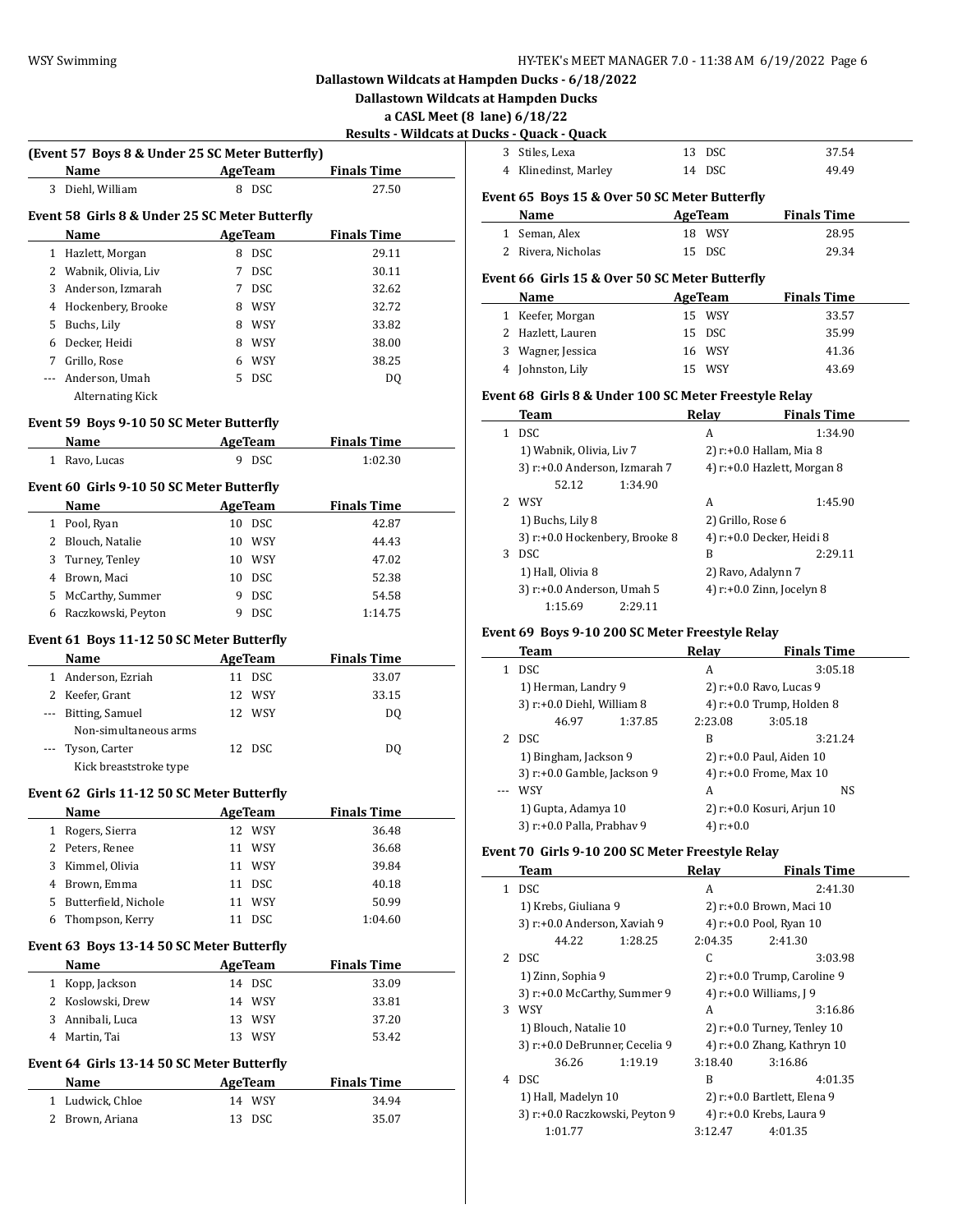## Dallastown Wildcats at Hampden Ducks - 6/18/2022

### Dallastown Wildcats at Hampden Ducks

### a CASL Meet (8 lane) 6/18/22

### Results - Wildcats at Ducks - Quack - Quack

**(Event 57 Boys 8 & Under 25 SC Meter Butterfly)**

| | Name | Age | Team | Finals Time |
|---|---|---|---|---|
| 3 | Diehl, William | 8 | DSC | 27.50 |

**Event 58 Girls 8 & Under 25 SC Meter Butterfly**

| | Name | Age | Team | Finals Time |
|---|---|---|---|---|
| 1 | Hazlett, Morgan | 8 | DSC | 29.11 |
| 2 | Wabnik, Olivia, Liv | 7 | DSC | 30.11 |
| 3 | Anderson, Izmarah | 7 | DSC | 32.62 |
| 4 | Hockenbery, Brooke | 8 | WSY | 32.72 |
| 5 | Buchs, Lily | 8 | WSY | 33.82 |
| 6 | Decker, Heidi | 8 | WSY | 38.00 |
| 7 | Grillo, Rose | 6 | WSY | 38.25 |
| --- | Anderson, Umah | 5 | DSC | DQ |
| | Alternating Kick | | | |

**Event 59 Boys 9-10 50 SC Meter Butterfly**

| | Name | Age | Team | Finals Time |
|---|---|---|---|---|
| 1 | Ravo, Lucas | 9 | DSC | 1:02.30 |

**Event 60 Girls 9-10 50 SC Meter Butterfly**

| | Name | Age | Team | Finals Time |
|---|---|---|---|---|
| 1 | Pool, Ryan | 10 | DSC | 42.87 |
| 2 | Blouch, Natalie | 10 | WSY | 44.43 |
| 3 | Turney, Tenley | 10 | WSY | 47.02 |
| 4 | Brown, Maci | 10 | DSC | 52.38 |
| 5 | McCarthy, Summer | 9 | DSC | 54.58 |
| 6 | Raczkowski, Peyton | 9 | DSC | 1:14.75 |

**Event 61 Boys 11-12 50 SC Meter Butterfly**

| | Name | Age | Team | Finals Time |
|---|---|---|---|---|
| 1 | Anderson, Ezriah | 11 | DSC | 33.07 |
| 2 | Keefer, Grant | 12 | WSY | 33.15 |
| --- | Bitting, Samuel | 12 | WSY | DQ |
| | Non-simultaneous arms | | | |
| --- | Tyson, Carter | 12 | DSC | DQ |
| | Kick breaststroke type | | | |

**Event 62 Girls 11-12 50 SC Meter Butterfly**

| | Name | Age | Team | Finals Time |
|---|---|---|---|---|
| 1 | Rogers, Sierra | 12 | WSY | 36.48 |
| 2 | Peters, Renee | 11 | WSY | 36.68 |
| 3 | Kimmel, Olivia | 11 | WSY | 39.84 |
| 4 | Brown, Emma | 11 | DSC | 40.18 |
| 5 | Butterfield, Nichole | 11 | WSY | 50.99 |
| 6 | Thompson, Kerry | 11 | DSC | 1:04.60 |

**Event 63 Boys 13-14 50 SC Meter Butterfly**

| | Name | Age | Team | Finals Time |
|---|---|---|---|---|
| 1 | Kopp, Jackson | 14 | DSC | 33.09 |
| 2 | Koslowski, Drew | 14 | WSY | 33.81 |
| 3 | Annibali, Luca | 13 | WSY | 37.20 |
| 4 | Martin, Tai | 13 | WSY | 53.42 |

**Event 64 Girls 13-14 50 SC Meter Butterfly**

| | Name | Age | Team | Finals Time |
|---|---|---|---|---|
| 1 | Ludwick, Chloe | 14 | WSY | 34.94 |
| 2 | Brown, Ariana | 13 | DSC | 35.07 |
| 3 | Stiles, Lexa | 13 | DSC | 37.54 |
| 4 | Klinedinst, Marley | 14 | DSC | 49.49 |

**Event 65 Boys 15 & Over 50 SC Meter Butterfly**

| | Name | Age | Team | Finals Time |
|---|---|---|---|---|
| 1 | Seman, Alex | 18 | WSY | 28.95 |
| 2 | Rivera, Nicholas | 15 | DSC | 29.34 |

**Event 66 Girls 15 & Over 50 SC Meter Butterfly**

| | Name | Age | Team | Finals Time |
|---|---|---|---|---|
| 1 | Keefer, Morgan | 15 | WSY | 33.57 |
| 2 | Hazlett, Lauren | 15 | DSC | 35.99 |
| 3 | Wagner, Jessica | 16 | WSY | 41.36 |
| 4 | Johnston, Lily | 15 | WSY | 43.69 |

**Event 68 Girls 8 & Under 100 SC Meter Freestyle Relay**

| | Team | Relay | Finals Time |
|---|---|---|---|
| 1 | DSC | A | 1:34.90 |
| | 1) Wabnik, Olivia, Liv 7<br>3) r:+0.0 Anderson, Izmarah 7 | 2) r:+0.0 Hallam, Mia 8<br>4) r:+0.0 Hazlett, Morgan 8 | |
| | 52.12  1:34.90 | | |
| 2 | WSY | A | 1:45.90 |
| | 1) Buchs, Lily 8<br>3) r:+0.0 Hockenbery, Brooke 8 | 2) Grillo, Rose 6<br>4) r:+0.0 Decker, Heidi 8 | |
| 3 | DSC | B | 2:29.11 |
| | 1) Hall, Olivia 8<br>3) r:+0.0 Anderson, Umah 5 | 2) Ravo, Adalynn 7<br>4) r:+0.0 Zinn, Jocelyn 8 | |
| | 1:15.69  2:29.11 | | |

**Event 69 Boys 9-10 200 SC Meter Freestyle Relay**

| | Team | Relay | Finals Time |
|---|---|---|---|
| 1 | DSC | A | 3:05.18 |
| | 1) Herman, Landry 9<br>3) r:+0.0 Diehl, William 8 | 2) r:+0.0 Ravo, Lucas 9<br>4) r:+0.0 Trump, Holden 8 | |
| | 46.97  1:37.85 | 2:23.08  3:05.18 | |
| 2 | DSC | B | 3:21.24 |
| | 1) Bingham, Jackson 9<br>3) r:+0.0 Gamble, Jackson 9 | 2) r:+0.0 Paul, Aiden 10<br>4) r:+0.0 Frome, Max 10 | |
| --- | WSY | A | NS |
| | 1) Gupta, Adamya 10<br>3) r:+0.0 Palla, Prabhav 9 | 2) r:+0.0 Kosuri, Arjun 10<br>4) r:+0.0 | |

**Event 70 Girls 9-10 200 SC Meter Freestyle Relay**

| | Team | Relay | Finals Time |
|---|---|---|---|
| 1 | DSC | A | 2:41.30 |
| | 1) Krebs, Giuliana 9<br>3) r:+0.0 Anderson, Xaviah 9 | 2) r:+0.0 Brown, Maci 10<br>4) r:+0.0 Pool, Ryan 10 | |
| | 44.22  1:28.25 | 2:04.35  2:41.30 | |
| 2 | DSC | C | 3:03.98 |
| | 1) Zinn, Sophia 9<br>3) r:+0.0 McCarthy, Summer 9 | 2) r:+0.0 Trump, Caroline 9<br>4) r:+0.0 Williams, J 9 | |
| 3 | WSY | A | 3:16.86 |
| | 1) Blouch, Natalie 10<br>3) r:+0.0 DeBrunner, Cecelia 9 | 2) r:+0.0 Turney, Tenley 10<br>4) r:+0.0 Zhang, Kathryn 10 | |
| | 36.26  1:19.19 | 3:18.40  3:16.86 | |
| 4 | DSC | B | 4:01.35 |
| | 1) Hall, Madelyn 10<br>3) r:+0.0 Raczkowski, Peyton 9 | 2) r:+0.0 Bartlett, Elena 9<br>4) r:+0.0 Krebs, Laura 9 | |
| | 1:01.77 | 3:12.47  4:01.35 | |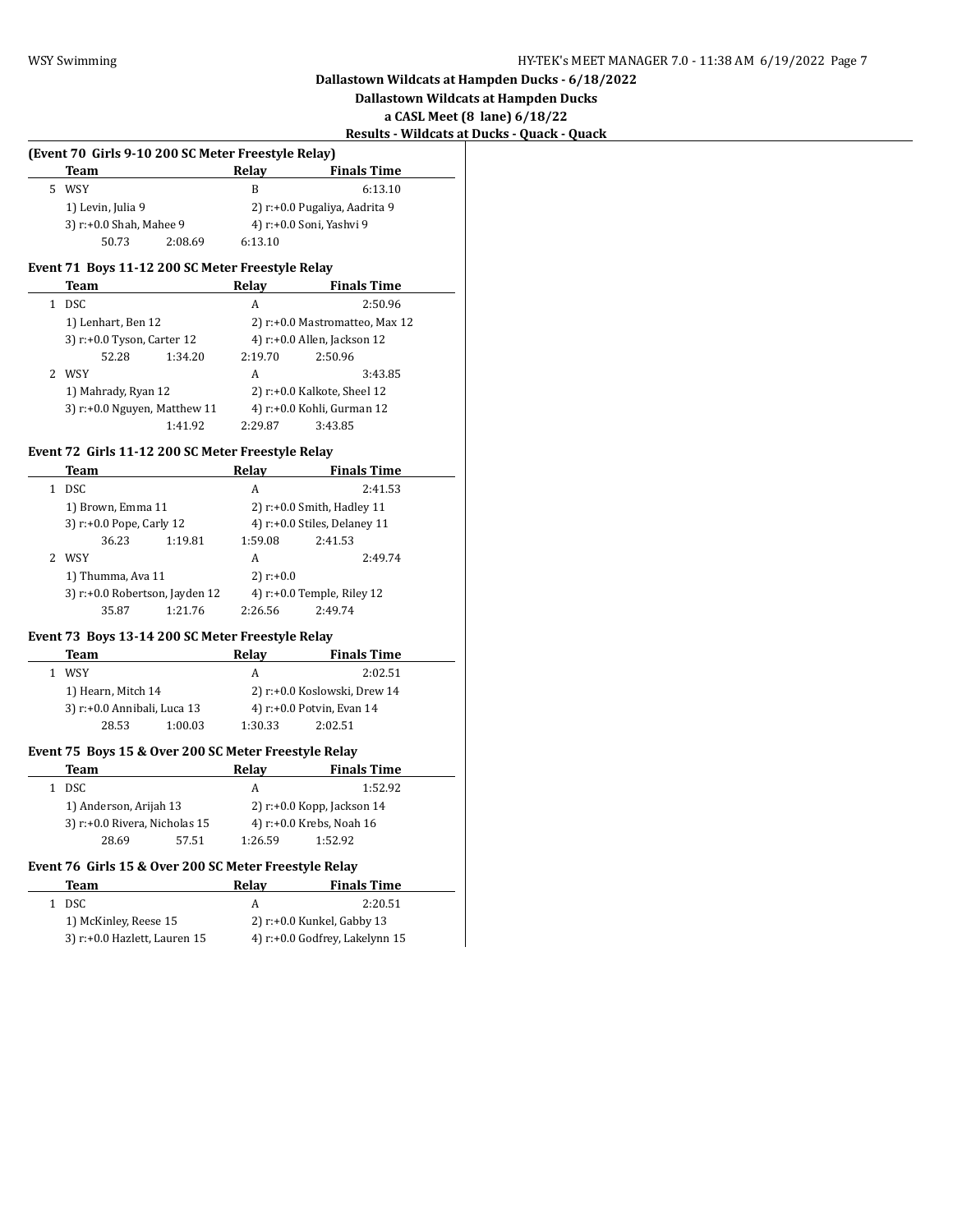Dallastown Wildcats at Hampden Ducks - 6/18/2022

Dallastown Wildcats at Hampden Ducks

a CASL Meet (8 lane) 6/18/22

Results - Wildcats at Ducks - Quack - Quack

**(Event 70 Girls 9-10 200 SC Meter Freestyle Relay)**

| | Team | Relay | Finals Time |
|---|---|---|---|
| 5 | WSY | B | 6:13.10 |

1) Levin, Julia 9 2) r:+0.0 Pugaliya, Aadrita 9
3) r:+0.0 Shah, Mahee 9 4) r:+0.0 Soni, Yashvi 9
50.73 2:08.69 6:13.10

**Event 71 Boys 11-12 200 SC Meter Freestyle Relay**

| | Team | Relay | Finals Time |
|---|---|---|---|
| 1 | DSC | A | 2:50.96 |

1) Lenhart, Ben 12 2) r:+0.0 Mastromatteo, Max 12
3) r:+0.0 Tyson, Carter 12 4) r:+0.0 Allen, Jackson 12
52.28 1:34.20 2:19.70 2:50.96

| | Team | Relay | Finals Time |
|---|---|---|---|
| 2 | WSY | A | 3:43.85 |

1) Mahrady, Ryan 12 2) r:+0.0 Kalkote, Sheel 12
3) r:+0.0 Nguyen, Matthew 11 4) r:+0.0 Kohli, Gurman 12
1:41.92 2:29.87 3:43.85

**Event 72 Girls 11-12 200 SC Meter Freestyle Relay**

| | Team | Relay | Finals Time |
|---|---|---|---|
| 1 | DSC | A | 2:41.53 |

1) Brown, Emma 11 2) r:+0.0 Smith, Hadley 11
3) r:+0.0 Pope, Carly 12 4) r:+0.0 Stiles, Delaney 11
36.23 1:19.81 1:59.08 2:41.53

| | Team | Relay | Finals Time |
|---|---|---|---|
| 2 | WSY | A | 2:49.74 |

1) Thumma, Ava 11 2) r:+0.0
3) r:+0.0 Robertson, Jayden 12 4) r:+0.0 Temple, Riley 12
35.87 1:21.76 2:26.56 2:49.74

**Event 73 Boys 13-14 200 SC Meter Freestyle Relay**

| | Team | Relay | Finals Time |
|---|---|---|---|
| 1 | WSY | A | 2:02.51 |

1) Hearn, Mitch 14 2) r:+0.0 Koslowski, Drew 14
3) r:+0.0 Annibali, Luca 13 4) r:+0.0 Potvin, Evan 14
28.53 1:00.03 1:30.33 2:02.51

**Event 75 Boys 15 & Over 200 SC Meter Freestyle Relay**

| | Team | Relay | Finals Time |
|---|---|---|---|
| 1 | DSC | A | 1:52.92 |

1) Anderson, Arijah 13 2) r:+0.0 Kopp, Jackson 14
3) r:+0.0 Rivera, Nicholas 15 4) r:+0.0 Krebs, Noah 16
28.69 57.51 1:26.59 1:52.92

**Event 76 Girls 15 & Over 200 SC Meter Freestyle Relay**

| | Team | Relay | Finals Time |
|---|---|---|---|
| 1 | DSC | A | 2:20.51 |

1) McKinley, Reese 15 2) r:+0.0 Kunkel, Gabby 13
3) r:+0.0 Hazlett, Lauren 15 4) r:+0.0 Godfrey, Lakelynn 15